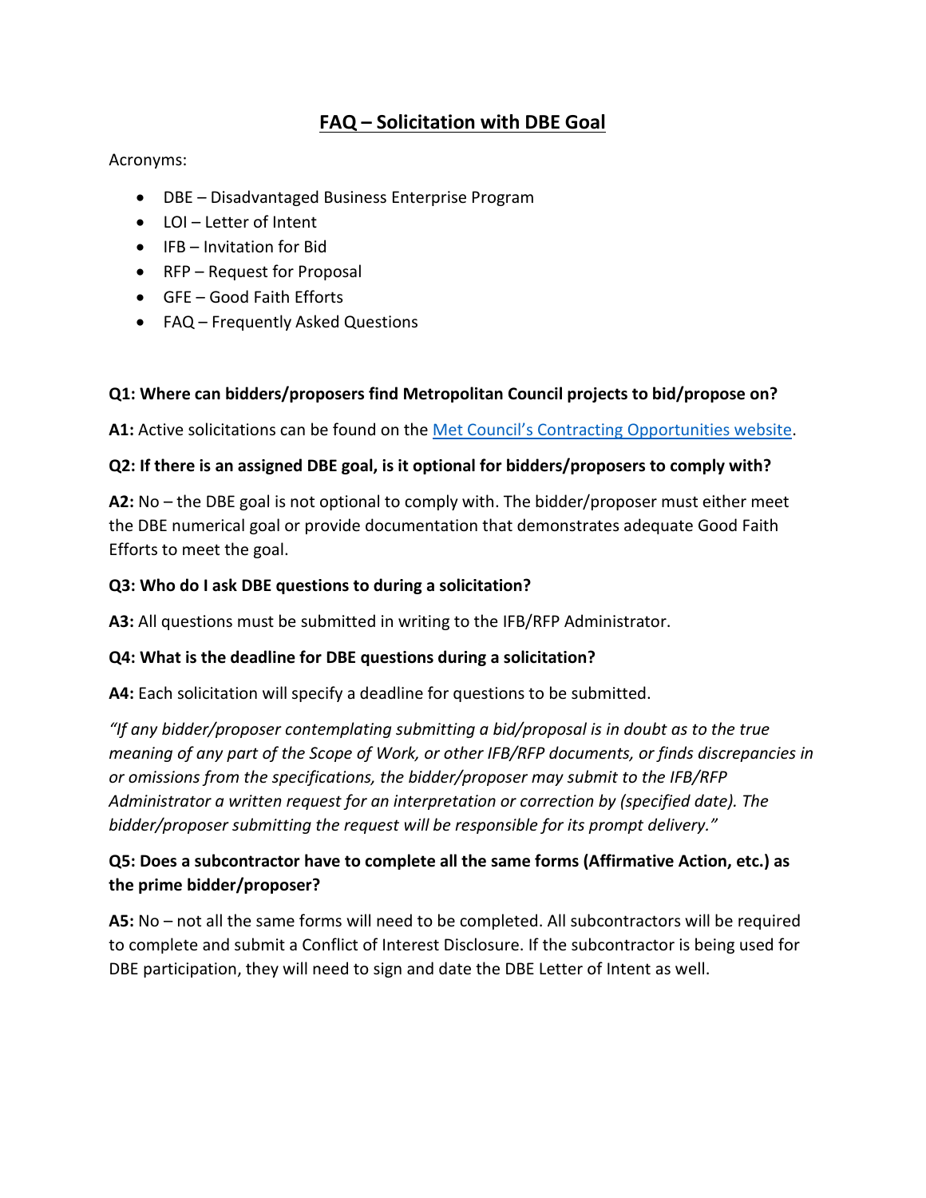# FAQ – Solicitation with DBE Goal

Acronyms:

- DBE – Disadvantaged Business Enterprise Program
- LOI – Letter of Intent
- IFB – Invitation for Bid
- RFP – Request for Proposal
- GFE – Good Faith Efforts
- FAQ – Frequently Asked Questions

**Q1: Where can bidders/proposers find Metropolitan Council projects to bid/propose on?**

**A1:** Active solicitations can be found on the Met Council's Contracting Opportunities website.

**Q2: If there is an assigned DBE goal, is it optional for bidders/proposers to comply with?**

**A2:** No – the DBE goal is not optional to comply with. The bidder/proposer must either meet the DBE numerical goal or provide documentation that demonstrates adequate Good Faith Efforts to meet the goal.

**Q3: Who do I ask DBE questions to during a solicitation?**

**A3:** All questions must be submitted in writing to the IFB/RFP Administrator.

**Q4: What is the deadline for DBE questions during a solicitation?**

**A4:** Each solicitation will specify a deadline for questions to be submitted.

*"If any bidder/proposer contemplating submitting a bid/proposal is in doubt as to the true meaning of any part of the Scope of Work, or other IFB/RFP documents, or finds discrepancies in or omissions from the specifications, the bidder/proposer may submit to the IFB/RFP Administrator a written request for an interpretation or correction by (specified date). The bidder/proposer submitting the request will be responsible for its prompt delivery."*

**Q5: Does a subcontractor have to complete all the same forms (Affirmative Action, etc.) as the prime bidder/proposer?**

**A5:** No – not all the same forms will need to be completed. All subcontractors will be required to complete and submit a Conflict of Interest Disclosure. If the subcontractor is being used for DBE participation, they will need to sign and date the DBE Letter of Intent as well.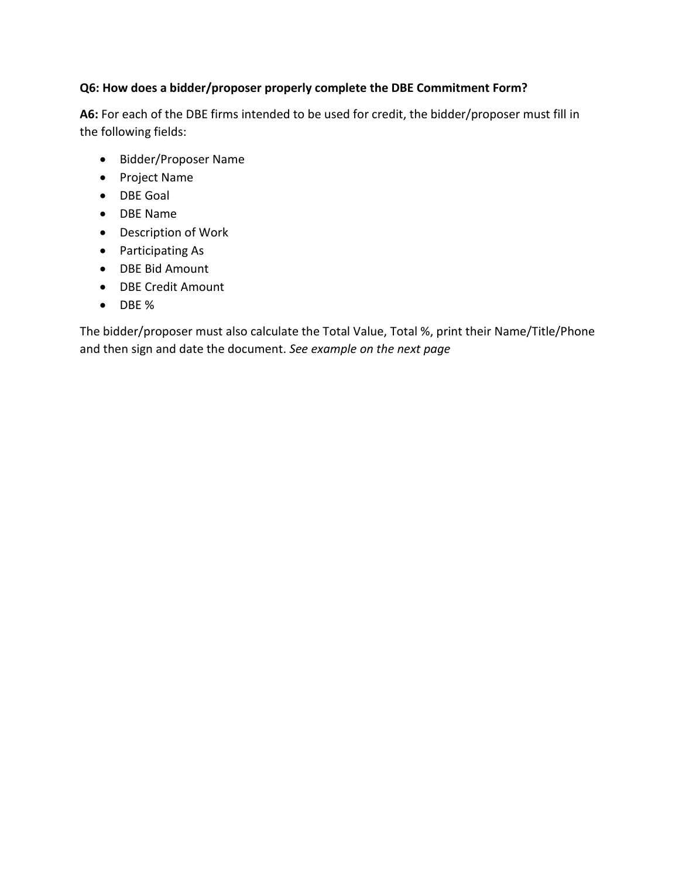**Q6: How does a bidder/proposer properly complete the DBE Commitment Form?**

**A6:** For each of the DBE firms intended to be used for credit, the bidder/proposer must fill in the following fields:

- Bidder/Proposer Name
- Project Name
- DBE Goal
- DBE Name
- Description of Work
- Participating As
- DBE Bid Amount
- DBE Credit Amount
- DBE %

The bidder/proposer must also calculate the Total Value, Total %, print their Name/Title/Phone and then sign and date the document. *See example on the next page*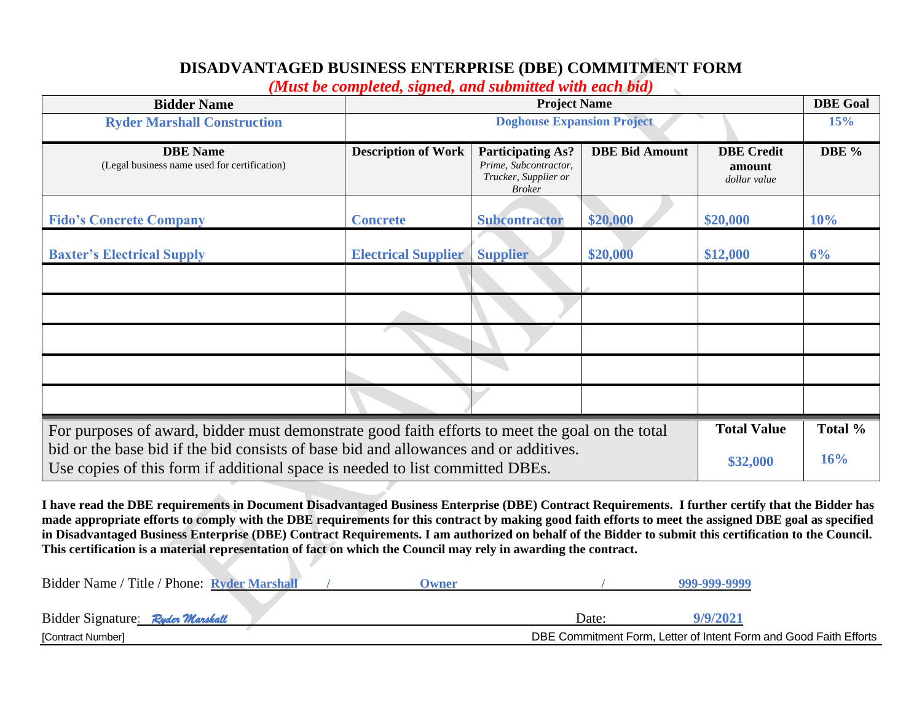# DISADVANTAGED BUSINESS ENTERPRISE (DBE) COMMITMENT FORM

*(Must be completed, signed, and submitted with each bid)*

| Bidder Name | Project Name | | | | DBE Goal |
|---|---|---|---|---|---|
| Ryder Marshall Construction | Doghouse Expansion Project | | | | 15% |
| **DBE Name** (Legal business name used for certification) | **Description of Work** | **Participating As?** *Prime, Subcontractor, Trucker, Supplier or Broker* | **DBE Bid Amount** | **DBE Credit amount** *dollar value* | **DBE %** |
| Fido's Concrete Company | Concrete | Subcontractor | $20,000 | $20,000 | 10% |
| Baxter's Electrical Supply | Electrical Supplier | Supplier | $20,000 | $12,000 | 6% |
| | | | | | |
| | | | | | |
| | | | | | |
| | | | | | |
| | | | | | |
| For purposes of award, bidder must demonstrate good faith efforts to meet the goal on the total bid or the base bid if the bid consists of base bid and allowances and or additives. Use copies of this form if additional space is needed to list committed DBEs. | | | | **Total Value** $32,000 | **Total %** 16% |

**I have read the DBE requirements in Document Disadvantaged Business Enterprise (DBE) Contract Requirements. I further certify that the Bidder has made appropriate efforts to comply with the DBE requirements for this contract by making good faith efforts to meet the assigned DBE goal as specified in Disadvantaged Business Enterprise (DBE) Contract Requirements. I am authorized on behalf of the Bidder to submit this certification to the Council. This certification is a material representation of fact on which the Council may rely in awarding the contract.**

Bidder Name / Title / Phone: Ryder Marshall / Owner / 999-999-9999

Bidder Signature: *Ryder Marshall* Date: 9/9/2021

[Contract Number] DBE Commitment Form, Letter of Intent Form and Good Faith Efforts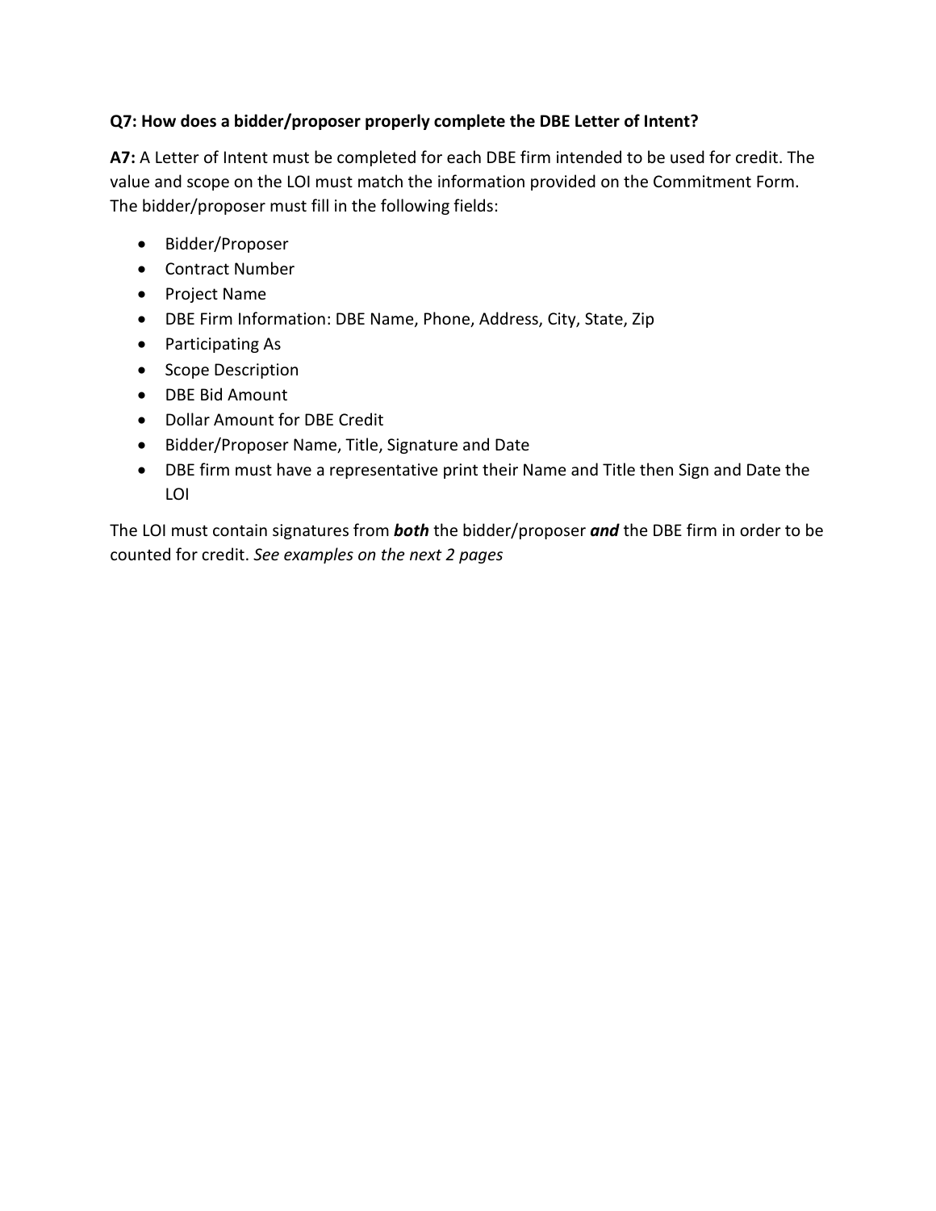**Q7: How does a bidder/proposer properly complete the DBE Letter of Intent?**

**A7:** A Letter of Intent must be completed for each DBE firm intended to be used for credit. The value and scope on the LOI must match the information provided on the Commitment Form. The bidder/proposer must fill in the following fields:

- Bidder/Proposer
- Contract Number
- Project Name
- DBE Firm Information: DBE Name, Phone, Address, City, State, Zip
- Participating As
- Scope Description
- DBE Bid Amount
- Dollar Amount for DBE Credit
- Bidder/Proposer Name, Title, Signature and Date
- DBE firm must have a representative print their Name and Title then Sign and Date the LOI

The LOI must contain signatures from ***both*** the bidder/proposer ***and*** the DBE firm in order to be counted for credit. *See examples on the next 2 pages*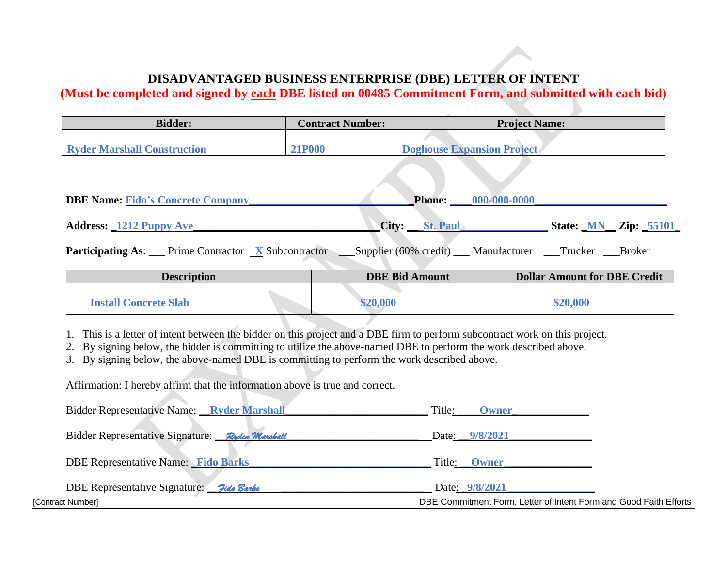# DISADVANTAGED BUSINESS ENTERPRISE (DBE) LETTER OF INTENT

**(Must be completed and signed by each DBE listed on 00485 Commitment Form, and submitted with each bid)**

| Bidder: | Contract Number: | Project Name: |
|---|---|---|
| Ryder Marshall Construction | 21P000 | Doghouse Expansion Project |

**DBE Name:** Fido's Concrete Company **Phone:** 000-000-0000

**Address:** 1212 Puppy Ave **City:** St. Paul **State:** MN **Zip:** 55101

**Participating As**: ___ Prime Contractor _X_ Subcontractor ___Supplier (60% credit) ___ Manufacturer ___Trucker ___Broker

| Description | DBE Bid Amount | Dollar Amount for DBE Credit |
|---|---|---|
| Install Concrete Slab | $20,000 | $20,000 |

1. This is a letter of intent between the bidder on this project and a DBE firm to perform subcontract work on this project.
2. By signing below, the bidder is committing to utilize the above-named DBE to perform the work described above.
3. By signing below, the above-named DBE is committing to perform the work described above.

Affirmation: I hereby affirm that the information above is true and correct.

Bidder Representative Name: Ryder Marshall Title: Owner

Bidder Representative Signature: *Ryder Marshall* Date: 9/8/2021

DBE Representative Name: Fido Barks Title: Owner

DBE Representative Signature: *Fido Barks* Date: 9/8/2021

EXAMPLE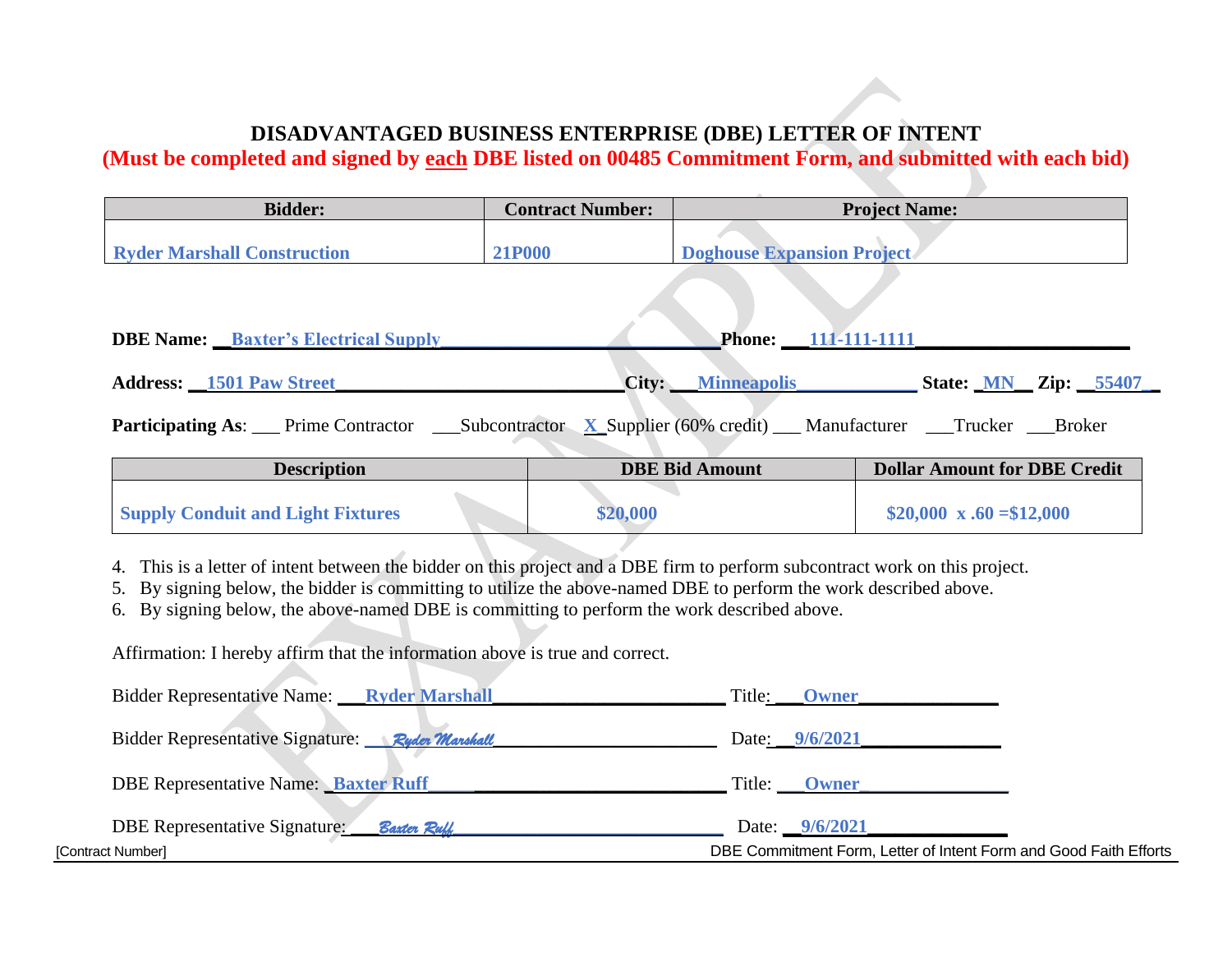# DISADVANTAGED BUSINESS ENTERPRISE (DBE) LETTER OF INTENT

**(Must be completed and signed by each DBE listed on 00485 Commitment Form, and submitted with each bid)**

| Bidder: | Contract Number: | Project Name: |
|---|---|---|
| Ryder Marshall Construction | 21P000 | Doghouse Expansion Project |

**DBE Name:** Baxter's Electrical Supply **Phone:** 111-111-1111

**Address:** 1501 Paw Street **City:** Minneapolis **State:** MN **Zip:** 55407

**Participating As**: ___ Prime Contractor ___Subcontractor X Supplier (60% credit) ___ Manufacturer ___Trucker ___Broker

| Description | DBE Bid Amount | Dollar Amount for DBE Credit |
|---|---|---|
| Supply Conduit and Light Fixtures | $20,000 | $20,000 x .60 =$12,000 |

4. This is a letter of intent between the bidder on this project and a DBE firm to perform subcontract work on this project.
5. By signing below, the bidder is committing to utilize the above-named DBE to perform the work described above.
6. By signing below, the above-named DBE is committing to perform the work described above.

Affirmation: I hereby affirm that the information above is true and correct.

Bidder Representative Name: Ryder Marshall Title: Owner

Bidder Representative Signature: *Ryder Marshall* Date: 9/6/2021

DBE Representative Name: Baxter Ruff Title: Owner

DBE Representative Signature: *Baxter Ruff* Date: 9/6/2021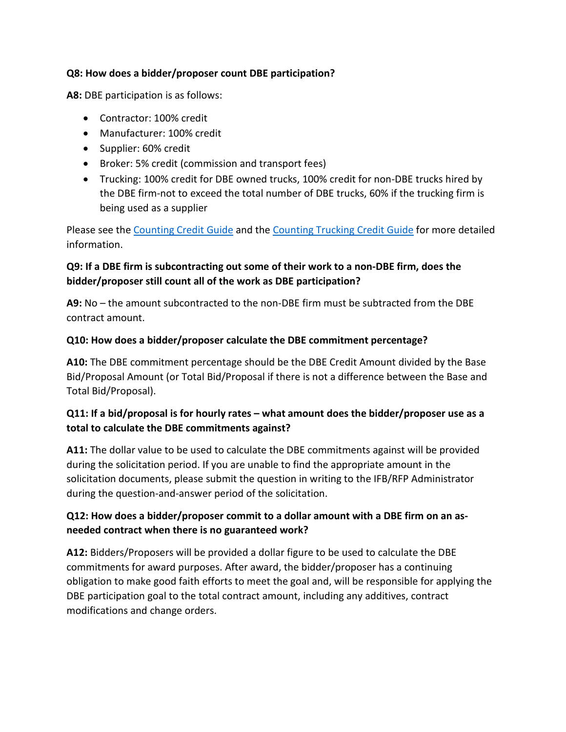**Q8: How does a bidder/proposer count DBE participation?**

**A8:** DBE participation is as follows:

- Contractor: 100% credit
- Manufacturer: 100% credit
- Supplier: 60% credit
- Broker: 5% credit (commission and transport fees)
- Trucking: 100% credit for DBE owned trucks, 100% credit for non-DBE trucks hired by the DBE firm-not to exceed the total number of DBE trucks, 60% if the trucking firm is being used as a supplier

Please see the Counting Credit Guide and the Counting Trucking Credit Guide for more detailed information.

**Q9: If a DBE firm is subcontracting out some of their work to a non-DBE firm, does the bidder/proposer still count all of the work as DBE participation?**

**A9:** No – the amount subcontracted to the non-DBE firm must be subtracted from the DBE contract amount.

**Q10: How does a bidder/proposer calculate the DBE commitment percentage?**

**A10:** The DBE commitment percentage should be the DBE Credit Amount divided by the Base Bid/Proposal Amount (or Total Bid/Proposal if there is not a difference between the Base and Total Bid/Proposal).

**Q11: If a bid/proposal is for hourly rates – what amount does the bidder/proposer use as a total to calculate the DBE commitments against?**

**A11:** The dollar value to be used to calculate the DBE commitments against will be provided during the solicitation period. If you are unable to find the appropriate amount in the solicitation documents, please submit the question in writing to the IFB/RFP Administrator during the question-and-answer period of the solicitation.

**Q12: How does a bidder/proposer commit to a dollar amount with a DBE firm on an as-needed contract when there is no guaranteed work?**

**A12:** Bidders/Proposers will be provided a dollar figure to be used to calculate the DBE commitments for award purposes. After award, the bidder/proposer has a continuing obligation to make good faith efforts to meet the goal and, will be responsible for applying the DBE participation goal to the total contract amount, including any additives, contract modifications and change orders.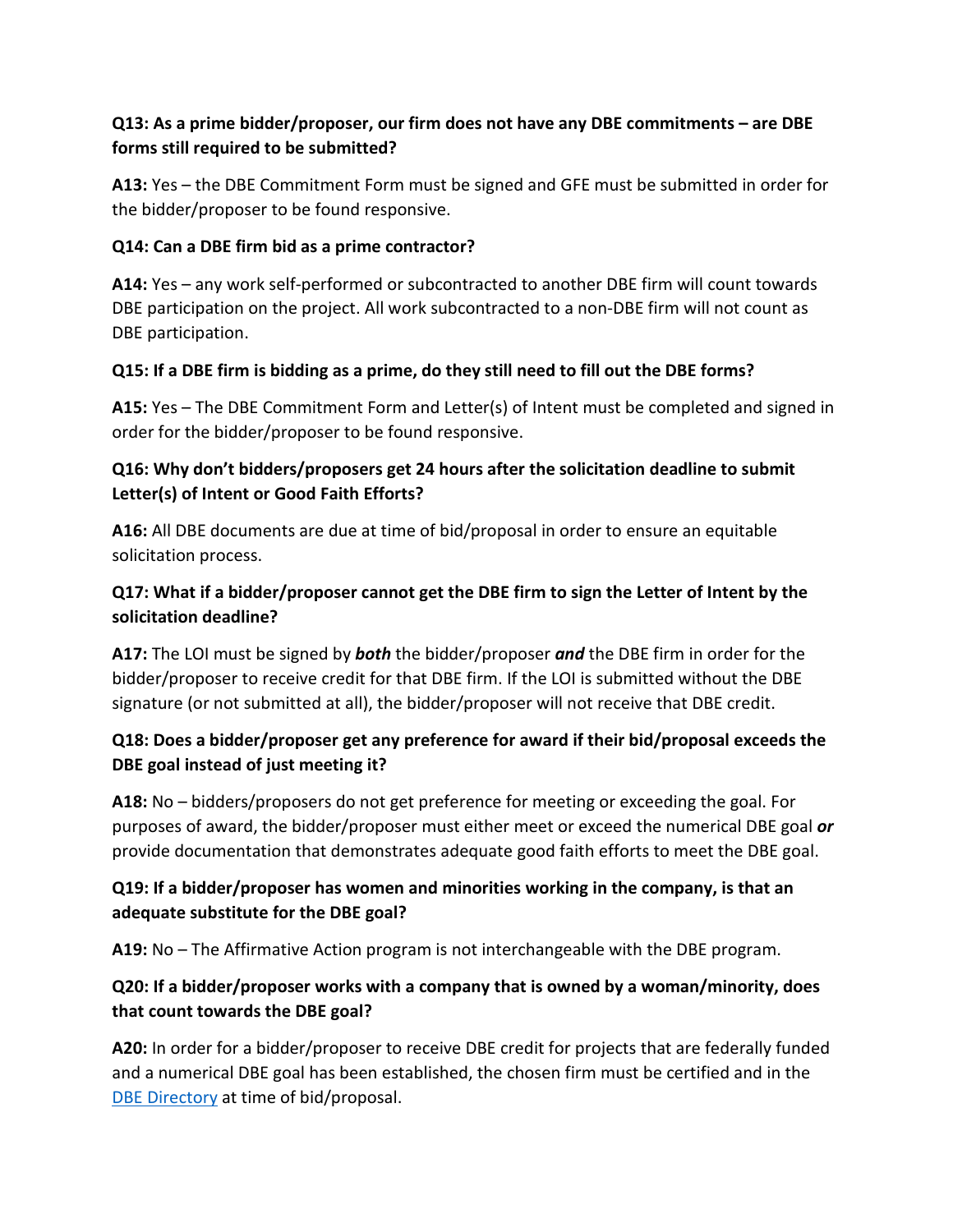**Q13: As a prime bidder/proposer, our firm does not have any DBE commitments – are DBE forms still required to be submitted?**

**A13:** Yes – the DBE Commitment Form must be signed and GFE must be submitted in order for the bidder/proposer to be found responsive.

**Q14: Can a DBE firm bid as a prime contractor?**

**A14:** Yes – any work self-performed or subcontracted to another DBE firm will count towards DBE participation on the project. All work subcontracted to a non-DBE firm will not count as DBE participation.

**Q15: If a DBE firm is bidding as a prime, do they still need to fill out the DBE forms?**

**A15:** Yes – The DBE Commitment Form and Letter(s) of Intent must be completed and signed in order for the bidder/proposer to be found responsive.

**Q16: Why don't bidders/proposers get 24 hours after the solicitation deadline to submit Letter(s) of Intent or Good Faith Efforts?**

**A16:** All DBE documents are due at time of bid/proposal in order to ensure an equitable solicitation process.

**Q17: What if a bidder/proposer cannot get the DBE firm to sign the Letter of Intent by the solicitation deadline?**

**A17:** The LOI must be signed by ***both*** the bidder/proposer ***and*** the DBE firm in order for the bidder/proposer to receive credit for that DBE firm. If the LOI is submitted without the DBE signature (or not submitted at all), the bidder/proposer will not receive that DBE credit.

**Q18: Does a bidder/proposer get any preference for award if their bid/proposal exceeds the DBE goal instead of just meeting it?**

**A18:** No – bidders/proposers do not get preference for meeting or exceeding the goal. For purposes of award, the bidder/proposer must either meet or exceed the numerical DBE goal ***or*** provide documentation that demonstrates adequate good faith efforts to meet the DBE goal.

**Q19: If a bidder/proposer has women and minorities working in the company, is that an adequate substitute for the DBE goal?**

**A19:** No – The Affirmative Action program is not interchangeable with the DBE program.

**Q20: If a bidder/proposer works with a company that is owned by a woman/minority, does that count towards the DBE goal?**

**A20:** In order for a bidder/proposer to receive DBE credit for projects that are federally funded and a numerical DBE goal has been established, the chosen firm must be certified and in the DBE Directory at time of bid/proposal.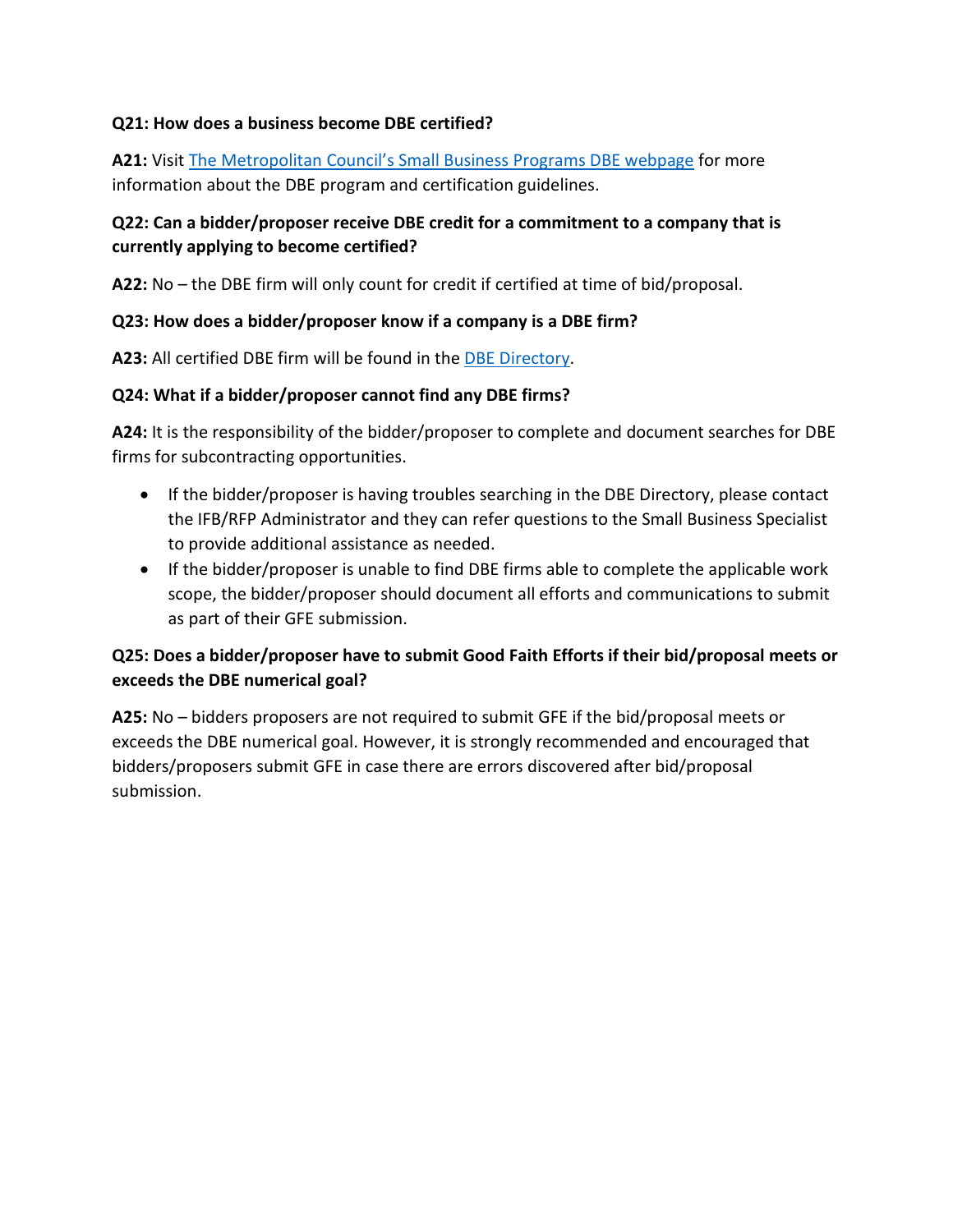**Q21: How does a business become DBE certified?**

**A21:** Visit The Metropolitan Council's Small Business Programs DBE webpage for more information about the DBE program and certification guidelines.

**Q22: Can a bidder/proposer receive DBE credit for a commitment to a company that is currently applying to become certified?**

**A22:** No – the DBE firm will only count for credit if certified at time of bid/proposal.

**Q23: How does a bidder/proposer know if a company is a DBE firm?**

**A23:** All certified DBE firm will be found in the DBE Directory.

**Q24: What if a bidder/proposer cannot find any DBE firms?**

**A24:** It is the responsibility of the bidder/proposer to complete and document searches for DBE firms for subcontracting opportunities.

- If the bidder/proposer is having troubles searching in the DBE Directory, please contact the IFB/RFP Administrator and they can refer questions to the Small Business Specialist to provide additional assistance as needed.
- If the bidder/proposer is unable to find DBE firms able to complete the applicable work scope, the bidder/proposer should document all efforts and communications to submit as part of their GFE submission.

**Q25: Does a bidder/proposer have to submit Good Faith Efforts if their bid/proposal meets or exceeds the DBE numerical goal?**

**A25:** No – bidders proposers are not required to submit GFE if the bid/proposal meets or exceeds the DBE numerical goal. However, it is strongly recommended and encouraged that bidders/proposers submit GFE in case there are errors discovered after bid/proposal submission.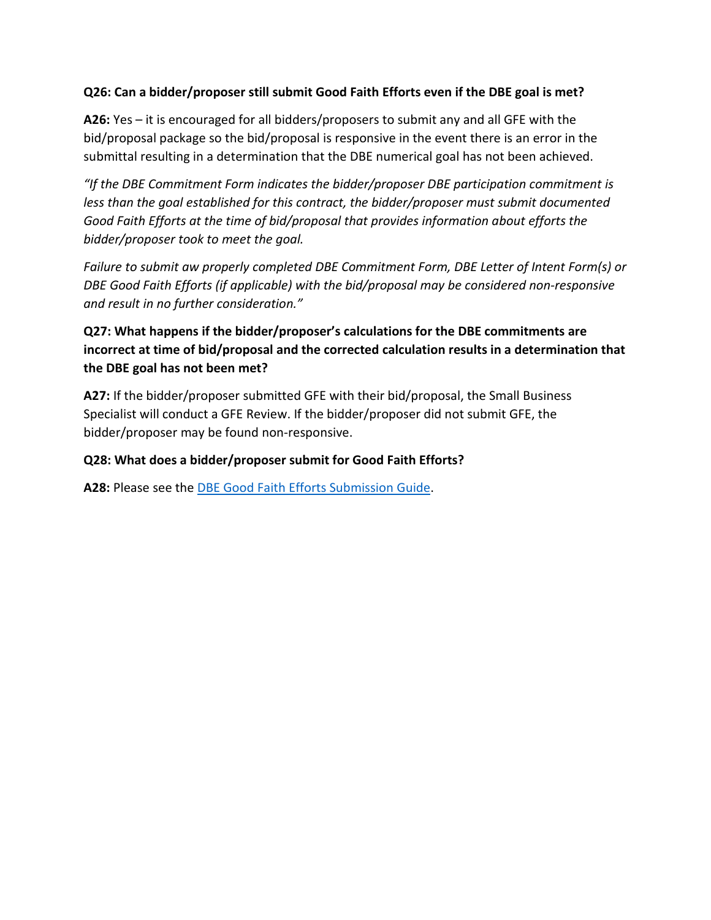**Q26: Can a bidder/proposer still submit Good Faith Efforts even if the DBE goal is met?**

**A26:** Yes – it is encouraged for all bidders/proposers to submit any and all GFE with the bid/proposal package so the bid/proposal is responsive in the event there is an error in the submittal resulting in a determination that the DBE numerical goal has not been achieved.

*"If the DBE Commitment Form indicates the bidder/proposer DBE participation commitment is less than the goal established for this contract, the bidder/proposer must submit documented Good Faith Efforts at the time of bid/proposal that provides information about efforts the bidder/proposer took to meet the goal.*

*Failure to submit aw properly completed DBE Commitment Form, DBE Letter of Intent Form(s) or DBE Good Faith Efforts (if applicable) with the bid/proposal may be considered non-responsive and result in no further consideration."*

**Q27: What happens if the bidder/proposer's calculations for the DBE commitments are incorrect at time of bid/proposal and the corrected calculation results in a determination that the DBE goal has not been met?**

**A27:** If the bidder/proposer submitted GFE with their bid/proposal, the Small Business Specialist will conduct a GFE Review. If the bidder/proposer did not submit GFE, the bidder/proposer may be found non-responsive.

**Q28: What does a bidder/proposer submit for Good Faith Efforts?**

**A28:** Please see the DBE Good Faith Efforts Submission Guide.